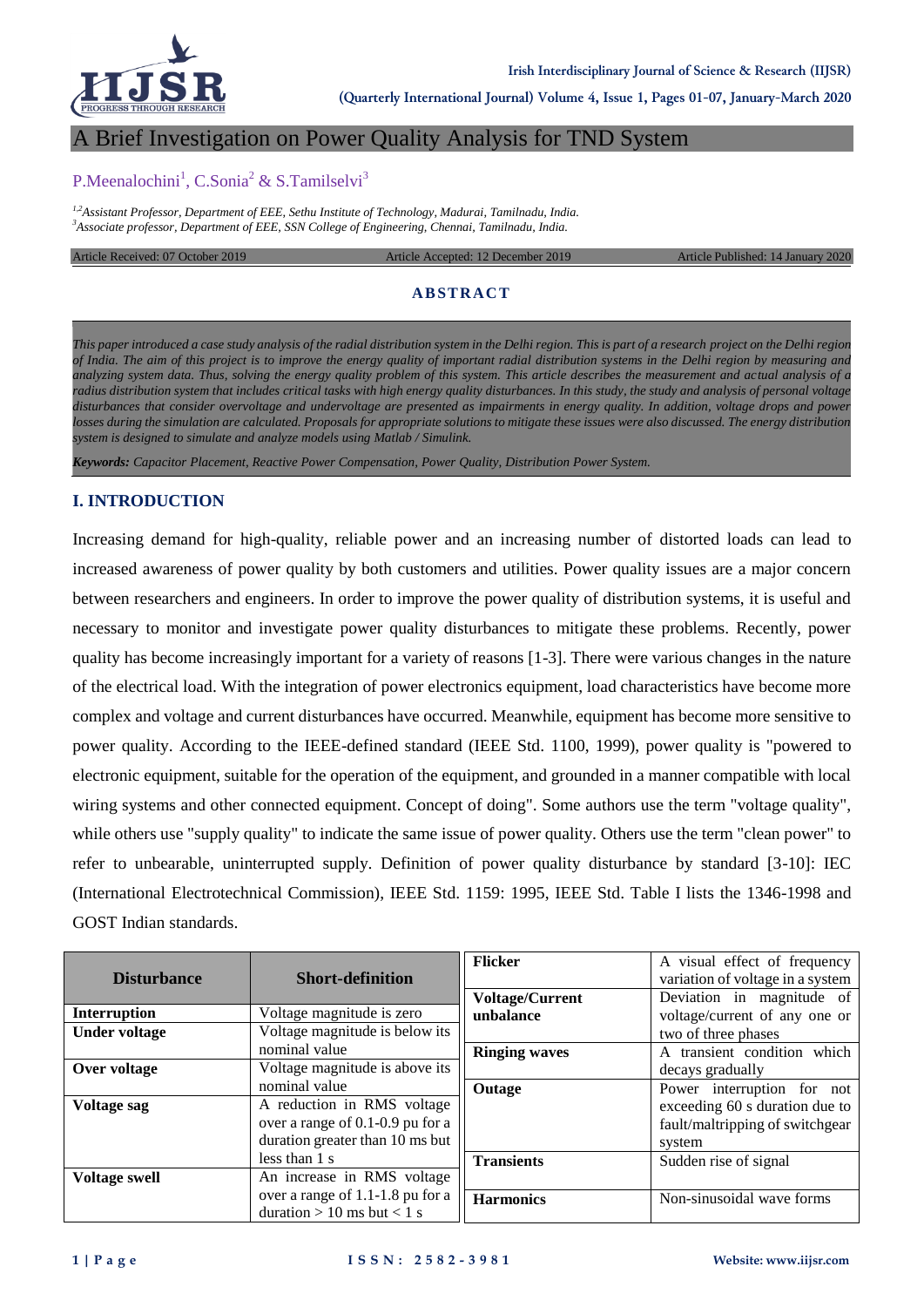# A Brief Investigation on Power Quality Analysis for TND System

P.Meenalochini[1], C.Sonia[2] & S.Tamilselvi[3]

[1,2]Assistant Professor, Department of EEE, Sethu Institute of Technology, Madurai, Tamilnadu, India.
[3]Associate professor, Department of EEE, SSN College of Engineering, Chennai, Tamilnadu, India.

Article Received: 07 October 2019 | Article Accepted: 12 December 2019 | Article Published: 14 January 2020

## ABSTRACT

*This paper introduced a case study analysis of the radial distribution system in the Delhi region. This is part of a research project on the Delhi region of India. The aim of this project is to improve the energy quality of important radial distribution systems in the Delhi region by measuring and analyzing system data. Thus, solving the energy quality problem of this system. This article describes the measurement and actual analysis of a radius distribution system that includes critical tasks with high energy quality disturbances. In this study, the study and analysis of personal voltage disturbances that consider overvoltage and undervoltage are presented as impairments in energy quality. In addition, voltage drops and power losses during the simulation are calculated. Proposals for appropriate solutions to mitigate these issues were also discussed. The energy distribution system is designed to simulate and analyze models using Matlab / Simulink.*

***Keywords:*** *Capacitor Placement, Reactive Power Compensation, Power Quality, Distribution Power System.*

## I. INTRODUCTION

Increasing demand for high-quality, reliable power and an increasing number of distorted loads can lead to increased awareness of power quality by both customers and utilities. Power quality issues are a major concern between researchers and engineers. In order to improve the power quality of distribution systems, it is useful and necessary to monitor and investigate power quality disturbances to mitigate these problems. Recently, power quality has become increasingly important for a variety of reasons [1-3]. There were various changes in the nature of the electrical load. With the integration of power electronics equipment, load characteristics have become more complex and voltage and current disturbances have occurred. Meanwhile, equipment has become more sensitive to power quality. According to the IEEE-defined standard (IEEE Std. 1100, 1999), power quality is "powered to electronic equipment, suitable for the operation of the equipment, and grounded in a manner compatible with local wiring systems and other connected equipment. Concept of doing". Some authors use the term "voltage quality", while others use "supply quality" to indicate the same issue of power quality. Others use the term "clean power" to refer to unbearable, uninterrupted supply. Definition of power quality disturbance by standard [3-10]: IEC (International Electrotechnical Commission), IEEE Std. 1159: 1995, IEEE Std. Table I lists the 1346-1998 and GOST Indian standards.

| Disturbance | Short-definition |
|---|---|
| **Interruption** | Voltage magnitude is zero |
| **Under voltage** | Voltage magnitude is below its nominal value |
| **Over voltage** | Voltage magnitude is above its nominal value |
| **Voltage sag** | A reduction in RMS voltage over a range of 0.1-0.9 pu for a duration greater than 10 ms but less than 1 s |
| **Voltage swell** | An increase in RMS voltage over a range of 1.1-1.8 pu for a duration > 10 ms but < 1 s |
| **Flicker** | A visual effect of frequency variation of voltage in a system |
| **Voltage/Current unbalance** | Deviation in magnitude of voltage/current of any one or two of three phases |
| **Ringing waves** | A transient condition which decays gradually |
| **Outage** | Power interruption for not exceeding 60 s duration due to fault/maltripping of switchgear system |
| **Transients** | Sudden rise of signal |
| **Harmonics** | Non-sinusoidal wave forms |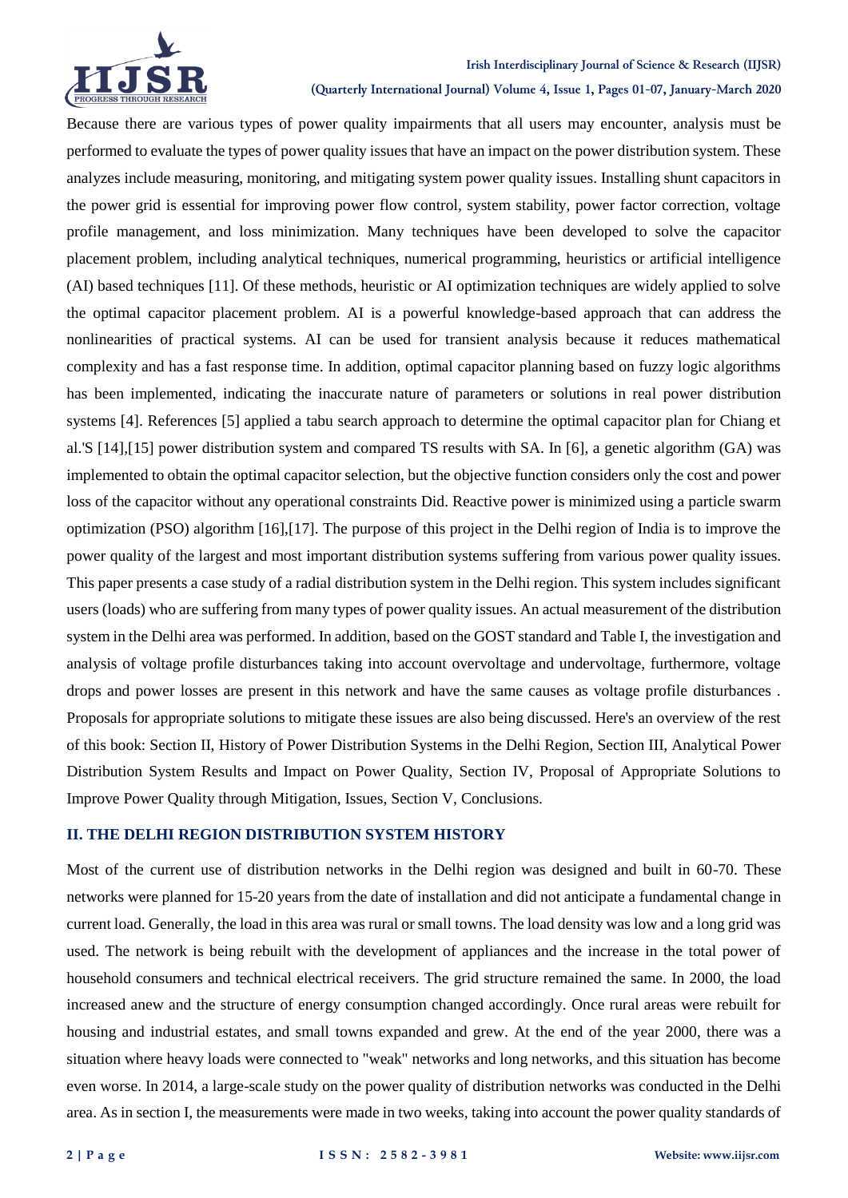Because there are various types of power quality impairments that all users may encounter, analysis must be performed to evaluate the types of power quality issues that have an impact on the power distribution system. These analyzes include measuring, monitoring, and mitigating system power quality issues. Installing shunt capacitors in the power grid is essential for improving power flow control, system stability, power factor correction, voltage profile management, and loss minimization. Many techniques have been developed to solve the capacitor placement problem, including analytical techniques, numerical programming, heuristics or artificial intelligence (AI) based techniques [11]. Of these methods, heuristic or AI optimization techniques are widely applied to solve the optimal capacitor placement problem. AI is a powerful knowledge-based approach that can address the nonlinearities of practical systems. AI can be used for transient analysis because it reduces mathematical complexity and has a fast response time. In addition, optimal capacitor planning based on fuzzy logic algorithms has been implemented, indicating the inaccurate nature of parameters or solutions in real power distribution systems [4]. References [5] applied a tabu search approach to determine the optimal capacitor plan for Chiang et al.'S [14],[15] power distribution system and compared TS results with SA. In [6], a genetic algorithm (GA) was implemented to obtain the optimal capacitor selection, but the objective function considers only the cost and power loss of the capacitor without any operational constraints Did. Reactive power is minimized using a particle swarm optimization (PSO) algorithm [16],[17]. The purpose of this project in the Delhi region of India is to improve the power quality of the largest and most important distribution systems suffering from various power quality issues. This paper presents a case study of a radial distribution system in the Delhi region. This system includes significant users (loads) who are suffering from many types of power quality issues. An actual measurement of the distribution system in the Delhi area was performed. In addition, based on the GOST standard and Table I, the investigation and analysis of voltage profile disturbances taking into account overvoltage and undervoltage, furthermore, voltage drops and power losses are present in this network and have the same causes as voltage profile disturbances . Proposals for appropriate solutions to mitigate these issues are also being discussed. Here's an overview of the rest of this book: Section II, History of Power Distribution Systems in the Delhi Region, Section III, Analytical Power Distribution System Results and Impact on Power Quality, Section IV, Proposal of Appropriate Solutions to Improve Power Quality through Mitigation, Issues, Section V, Conclusions.

## II. THE DELHI REGION DISTRIBUTION SYSTEM HISTORY

Most of the current use of distribution networks in the Delhi region was designed and built in 60-70. These networks were planned for 15-20 years from the date of installation and did not anticipate a fundamental change in current load. Generally, the load in this area was rural or small towns. The load density was low and a long grid was used. The network is being rebuilt with the development of appliances and the increase in the total power of household consumers and technical electrical receivers. The grid structure remained the same. In 2000, the load increased anew and the structure of energy consumption changed accordingly. Once rural areas were rebuilt for housing and industrial estates, and small towns expanded and grew. At the end of the year 2000, there was a situation where heavy loads were connected to "weak" networks and long networks, and this situation has become even worse. In 2014, a large-scale study on the power quality of distribution networks was conducted in the Delhi area. As in section I, the measurements were made in two weeks, taking into account the power quality standards of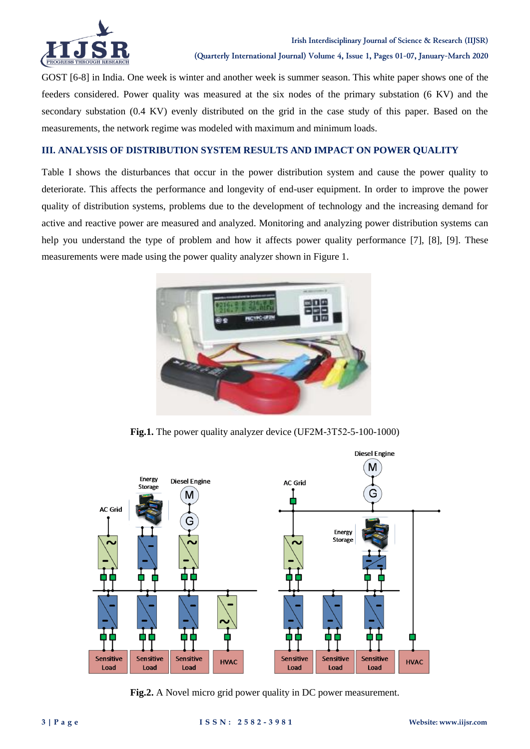GOST [6-8] in India. One week is winter and another week is summer season. This white paper shows one of the feeders considered. Power quality was measured at the six nodes of the primary substation (6 KV) and the secondary substation (0.4 KV) evenly distributed on the grid in the case study of this paper. Based on the measurements, the network regime was modeled with maximum and minimum loads.

## III. ANALYSIS OF DISTRIBUTION SYSTEM RESULTS AND IMPACT ON POWER QUALITY

Table I shows the disturbances that occur in the power distribution system and cause the power quality to deteriorate. This affects the performance and longevity of end-user equipment. In order to improve the power quality of distribution systems, problems due to the development of technology and the increasing demand for active and reactive power are measured and analyzed. Monitoring and analyzing power distribution systems can help you understand the type of problem and how it affects power quality performance [7], [8], [9]. These measurements were made using the power quality analyzer shown in Figure 1.

**Fig.1.** The power quality analyzer device (UF2M-3T52-5-100-1000)

**Fig.2.** A Novel micro grid power quality in DC power measurement.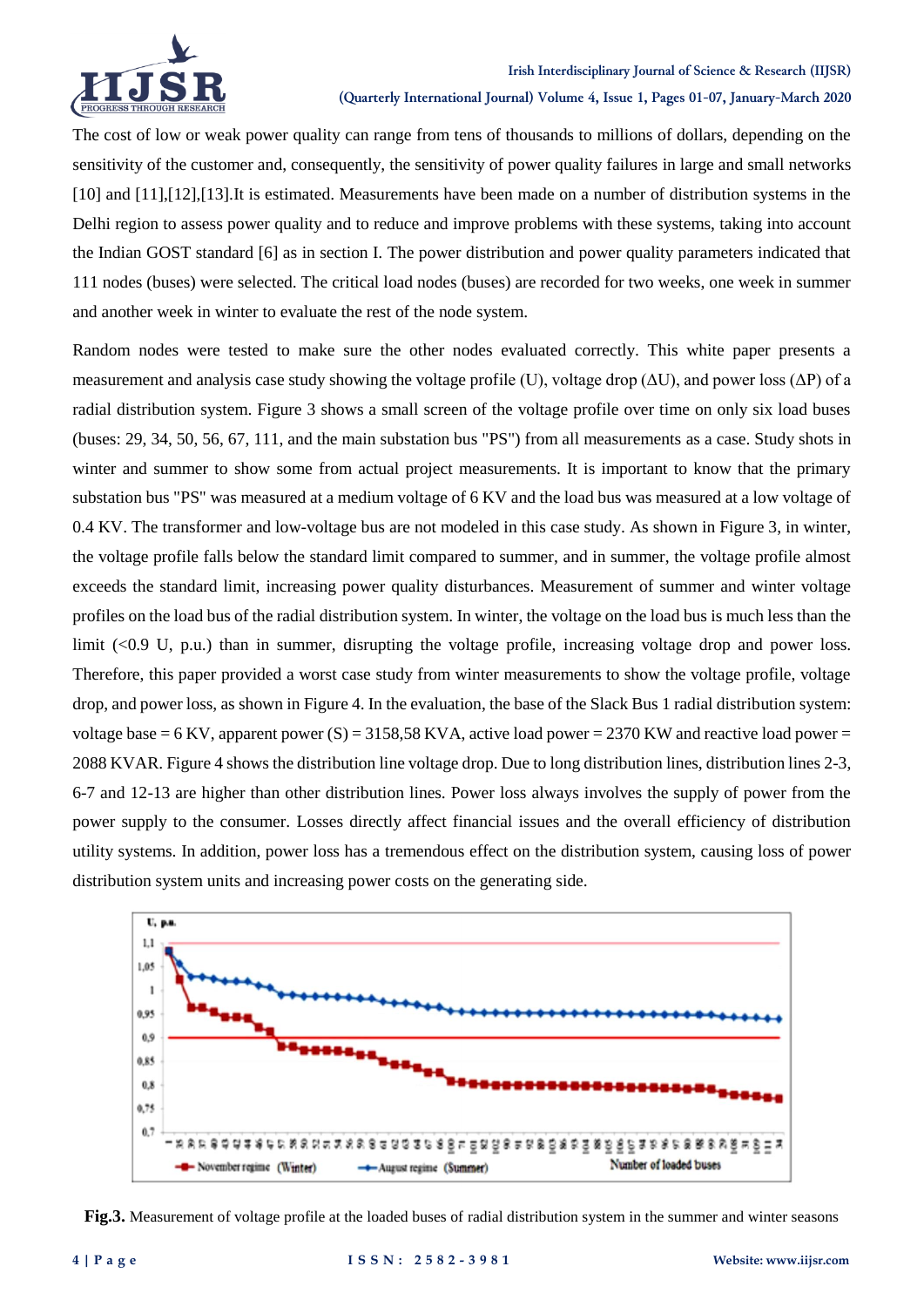The cost of low or weak power quality can range from tens of thousands to millions of dollars, depending on the sensitivity of the customer and, consequently, the sensitivity of power quality failures in large and small networks [10] and [11],[12],[13].It is estimated. Measurements have been made on a number of distribution systems in the Delhi region to assess power quality and to reduce and improve problems with these systems, taking into account the Indian GOST standard [6] as in section I. The power distribution and power quality parameters indicated that 111 nodes (buses) were selected. The critical load nodes (buses) are recorded for two weeks, one week in summer and another week in winter to evaluate the rest of the node system.

Random nodes were tested to make sure the other nodes evaluated correctly. This white paper presents a measurement and analysis case study showing the voltage profile (U), voltage drop (ΔU), and power loss (ΔP) of a radial distribution system. Figure 3 shows a small screen of the voltage profile over time on only six load buses (buses: 29, 34, 50, 56, 67, 111, and the main substation bus "PS") from all measurements as a case. Study shots in winter and summer to show some from actual project measurements. It is important to know that the primary substation bus "PS" was measured at a medium voltage of 6 KV and the load bus was measured at a low voltage of 0.4 KV. The transformer and low-voltage bus are not modeled in this case study. As shown in Figure 3, in winter, the voltage profile falls below the standard limit compared to summer, and in summer, the voltage profile almost exceeds the standard limit, increasing power quality disturbances. Measurement of summer and winter voltage profiles on the load bus of the radial distribution system. In winter, the voltage on the load bus is much less than the limit (<0.9 U, p.u.) than in summer, disrupting the voltage profile, increasing voltage drop and power loss. Therefore, this paper provided a worst case study from winter measurements to show the voltage profile, voltage drop, and power loss, as shown in Figure 4. In the evaluation, the base of the Slack Bus 1 radial distribution system: voltage base = 6 KV, apparent power (S) = 3158,58 KVA, active load power = 2370 KW and reactive load power = 2088 KVAR. Figure 4 shows the distribution line voltage drop. Due to long distribution lines, distribution lines 2-3, 6-7 and 12-13 are higher than other distribution lines. Power loss always involves the supply of power from the power supply to the consumer. Losses directly affect financial issues and the overall efficiency of distribution utility systems. In addition, power loss has a tremendous effect on the distribution system, causing loss of power distribution system units and increasing power costs on the generating side.

**Fig.3.** Measurement of voltage profile at the loaded buses of radial distribution system in the summer and winter seasons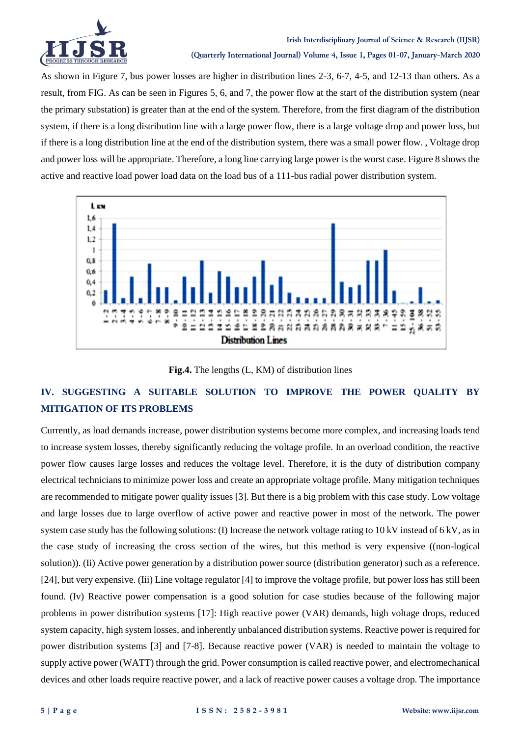As shown in Figure 7, bus power losses are higher in distribution lines 2-3, 6-7, 4-5, and 12-13 than others. As a result, from FIG. As can be seen in Figures 5, 6, and 7, the power flow at the start of the distribution system (near the primary substation) is greater than at the end of the system. Therefore, from the first diagram of the distribution system, if there is a long distribution line with a large power flow, there is a large voltage drop and power loss, but if there is a long distribution line at the end of the distribution system, there was a small power flow. , Voltage drop and power loss will be appropriate. Therefore, a long line carrying large power is the worst case. Figure 8 shows the active and reactive load power load data on the load bus of a 111-bus radial power distribution system.

**Fig.4.** The lengths (L, KM) of distribution lines

## IV. SUGGESTING A SUITABLE SOLUTION TO IMPROVE THE POWER QUALITY BY MITIGATION OF ITS PROBLEMS

Currently, as load demands increase, power distribution systems become more complex, and increasing loads tend to increase system losses, thereby significantly reducing the voltage profile. In an overload condition, the reactive power flow causes large losses and reduces the voltage level. Therefore, it is the duty of distribution company electrical technicians to minimize power loss and create an appropriate voltage profile. Many mitigation techniques are recommended to mitigate power quality issues [3]. But there is a big problem with this case study. Low voltage and large losses due to large overflow of active power and reactive power in most of the network. The power system case study has the following solutions: (I) Increase the network voltage rating to 10 kV instead of 6 kV, as in the case study of increasing the cross section of the wires, but this method is very expensive ((non-logical solution)). (Ii) Active power generation by a distribution power source (distribution generator) such as a reference. [24], but very expensive. (Iii) Line voltage regulator [4] to improve the voltage profile, but power loss has still been found. (Iv) Reactive power compensation is a good solution for case studies because of the following major problems in power distribution systems [17]: High reactive power (VAR) demands, high voltage drops, reduced system capacity, high system losses, and inherently unbalanced distribution systems. Reactive power is required for power distribution systems [3] and [7-8]. Because reactive power (VAR) is needed to maintain the voltage to supply active power (WATT) through the grid. Power consumption is called reactive power, and electromechanical devices and other loads require reactive power, and a lack of reactive power causes a voltage drop. The importance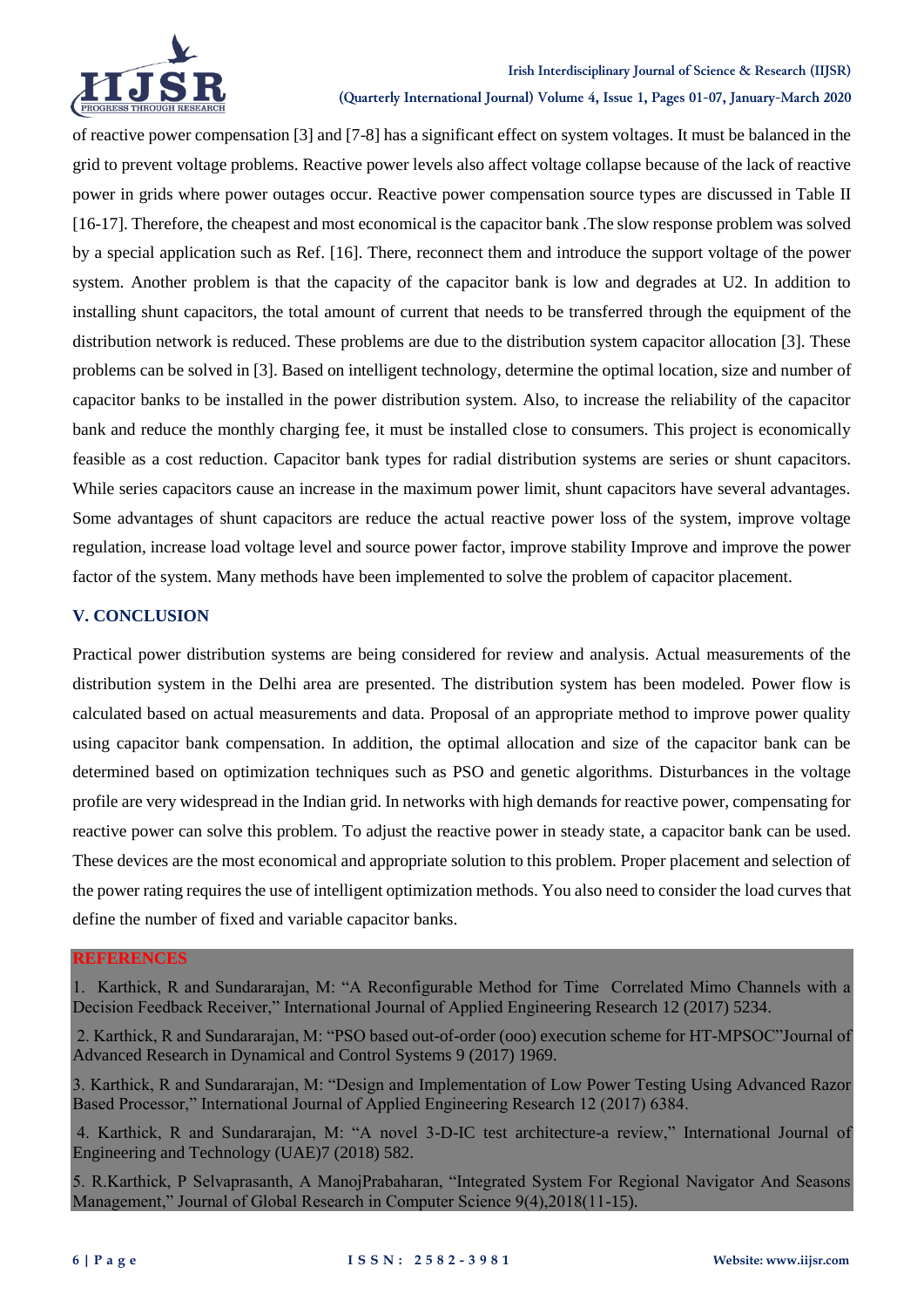of reactive power compensation [3] and [7-8] has a significant effect on system voltages. It must be balanced in the grid to prevent voltage problems. Reactive power levels also affect voltage collapse because of the lack of reactive power in grids where power outages occur. Reactive power compensation source types are discussed in Table II [16-17]. Therefore, the cheapest and most economical is the capacitor bank .The slow response problem was solved by a special application such as Ref. [16]. There, reconnect them and introduce the support voltage of the power system. Another problem is that the capacity of the capacitor bank is low and degrades at U2. In addition to installing shunt capacitors, the total amount of current that needs to be transferred through the equipment of the distribution network is reduced. These problems are due to the distribution system capacitor allocation [3]. These problems can be solved in [3]. Based on intelligent technology, determine the optimal location, size and number of capacitor banks to be installed in the power distribution system. Also, to increase the reliability of the capacitor bank and reduce the monthly charging fee, it must be installed close to consumers. This project is economically feasible as a cost reduction. Capacitor bank types for radial distribution systems are series or shunt capacitors. While series capacitors cause an increase in the maximum power limit, shunt capacitors have several advantages. Some advantages of shunt capacitors are reduce the actual reactive power loss of the system, improve voltage regulation, increase load voltage level and source power factor, improve stability Improve and improve the power factor of the system. Many methods have been implemented to solve the problem of capacitor placement.

## V. CONCLUSION

Practical power distribution systems are being considered for review and analysis. Actual measurements of the distribution system in the Delhi area are presented. The distribution system has been modeled. Power flow is calculated based on actual measurements and data. Proposal of an appropriate method to improve power quality using capacitor bank compensation. In addition, the optimal allocation and size of the capacitor bank can be determined based on optimization techniques such as PSO and genetic algorithms. Disturbances in the voltage profile are very widespread in the Indian grid. In networks with high demands for reactive power, compensating for reactive power can solve this problem. To adjust the reactive power in steady state, a capacitor bank can be used. These devices are the most economical and appropriate solution to this problem. Proper placement and selection of the power rating requires the use of intelligent optimization methods. You also need to consider the load curves that define the number of fixed and variable capacitor banks.

## REFERENCES

1. Karthick, R and Sundararajan, M: "A Reconfigurable Method for Time Correlated Mimo Channels with a Decision Feedback Receiver," International Journal of Applied Engineering Research 12 (2017) 5234.

2. Karthick, R and Sundararajan, M: "PSO based out-of-order (ooo) execution scheme for HT-MPSOC"Journal of Advanced Research in Dynamical and Control Systems 9 (2017) 1969.

3. Karthick, R and Sundararajan, M: "Design and Implementation of Low Power Testing Using Advanced Razor Based Processor," International Journal of Applied Engineering Research 12 (2017) 6384.

4. Karthick, R and Sundararajan, M: "A novel 3-D-IC test architecture-a review," International Journal of Engineering and Technology (UAE)7 (2018) 582.

5. R.Karthick, P Selvaprasanth, A ManojPrabaharan, "Integrated System For Regional Navigator And Seasons Management," Journal of Global Research in Computer Science 9(4),2018(11-15).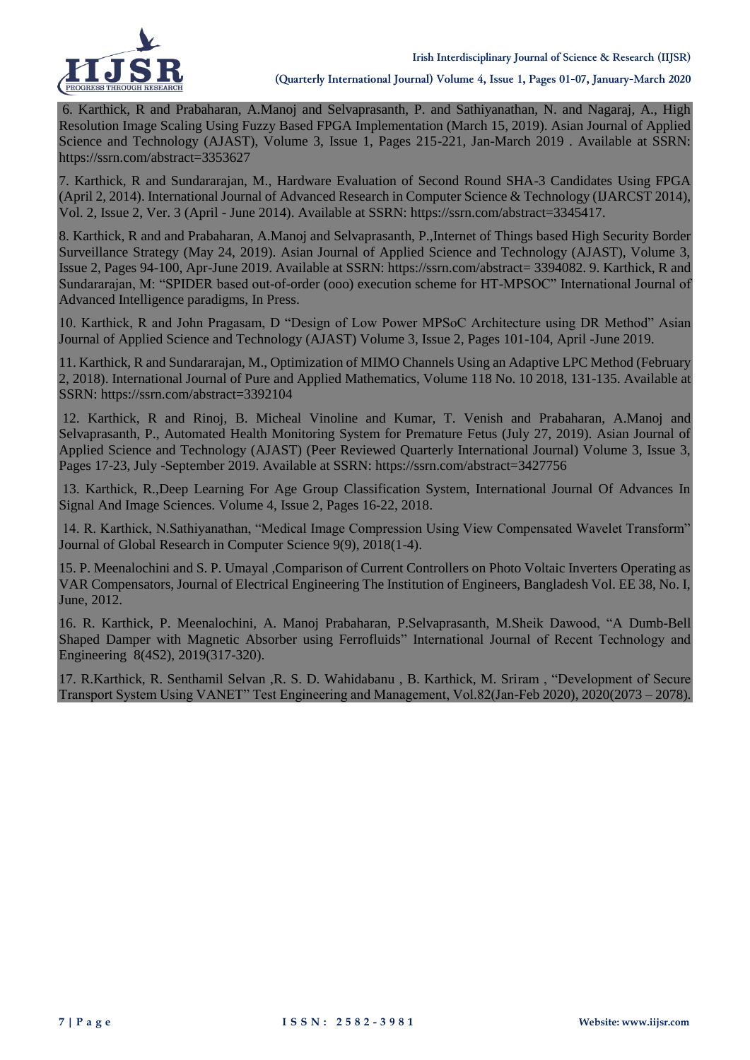6. Karthick, R and Prabaharan, A.Manoj and Selvaprasanth, P. and Sathiyanathan, N. and Nagaraj, A., High Resolution Image Scaling Using Fuzzy Based FPGA Implementation (March 15, 2019). Asian Journal of Applied Science and Technology (AJAST), Volume 3, Issue 1, Pages 215-221, Jan-March 2019 . Available at SSRN: https://ssrn.com/abstract=3353627

7. Karthick, R and Sundararajan, M., Hardware Evaluation of Second Round SHA-3 Candidates Using FPGA (April 2, 2014). International Journal of Advanced Research in Computer Science & Technology (IJARCST 2014), Vol. 2, Issue 2, Ver. 3 (April - June 2014). Available at SSRN: https://ssrn.com/abstract=3345417.

8. Karthick, R and and Prabaharan, A.Manoj and Selvaprasanth, P.,Internet of Things based High Security Border Surveillance Strategy (May 24, 2019). Asian Journal of Applied Science and Technology (AJAST), Volume 3, Issue 2, Pages 94-100, Apr-June 2019. Available at SSRN: https://ssrn.com/abstract= 3394082. 9. Karthick, R and Sundararajan, M: "SPIDER based out-of-order (ooo) execution scheme for HT-MPSOC" International Journal of Advanced Intelligence paradigms, In Press.

10. Karthick, R and John Pragasam, D "Design of Low Power MPSoC Architecture using DR Method" Asian Journal of Applied Science and Technology (AJAST) Volume 3, Issue 2, Pages 101-104, April -June 2019.

11. Karthick, R and Sundararajan, M., Optimization of MIMO Channels Using an Adaptive LPC Method (February 2, 2018). International Journal of Pure and Applied Mathematics, Volume 118 No. 10 2018, 131-135. Available at SSRN: https://ssrn.com/abstract=3392104

12. Karthick, R and Rinoj, B. Micheal Vinoline and Kumar, T. Venish and Prabaharan, A.Manoj and Selvaprasanth, P., Automated Health Monitoring System for Premature Fetus (July 27, 2019). Asian Journal of Applied Science and Technology (AJAST) (Peer Reviewed Quarterly International Journal) Volume 3, Issue 3, Pages 17-23, July -September 2019. Available at SSRN: https://ssrn.com/abstract=3427756

13. Karthick, R.,Deep Learning For Age Group Classification System, International Journal Of Advances In Signal And Image Sciences. Volume 4, Issue 2, Pages 16-22, 2018.

14. R. Karthick, N.Sathiyanathan, "Medical Image Compression Using View Compensated Wavelet Transform" Journal of Global Research in Computer Science 9(9), 2018(1-4).

15. P. Meenalochini and S. P. Umayal ,Comparison of Current Controllers on Photo Voltaic Inverters Operating as VAR Compensators, Journal of Electrical Engineering The Institution of Engineers, Bangladesh Vol. EE 38, No. I, June, 2012.

16. R. Karthick, P. Meenalochini, A. Manoj Prabaharan, P.Selvaprasanth, M.Sheik Dawood, "A Dumb-Bell Shaped Damper with Magnetic Absorber using Ferrofluids" International Journal of Recent Technology and Engineering 8(4S2), 2019(317-320).

17. R.Karthick, R. Senthamil Selvan ,R. S. D. Wahidabanu , B. Karthick, M. Sriram , "Development of Secure Transport System Using VANET" Test Engineering and Management, Vol.82(Jan-Feb 2020), 2020(2073 – 2078).